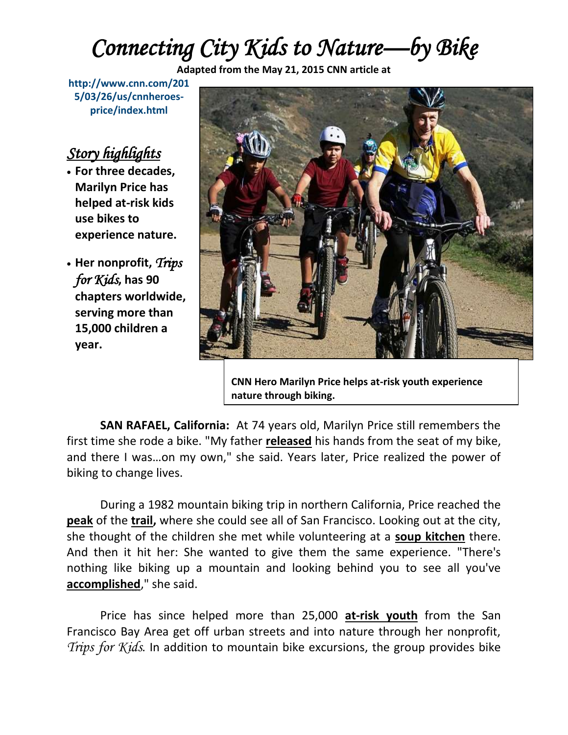# *Connecting City Kids to Nature—by Bike*

**Adapted from the May 21, 2015 CNN article at**

**http://www.cnn.com/2015/03/26/us/cnnheroes-price/index.html**

## *Story highlights*

- **For three decades, Marilyn Price has helped at-risk kids use bikes to experience nature.**
- **Her nonprofit, *Trips for Kids*, has 90 chapters worldwide, serving more than 15,000 children a year.**

**CNN Hero Marilyn Price helps at-risk youth experience nature through biking.**

**SAN RAFAEL, California:** At 74 years old, Marilyn Price still remembers the first time she rode a bike. "My father **released** his hands from the seat of my bike, and there I was…on my own," she said. Years later, Price realized the power of biking to change lives.

During a 1982 mountain biking trip in northern California, Price reached the **peak** of the **trail,** where she could see all of San Francisco. Looking out at the city, she thought of the children she met while volunteering at a **soup kitchen** there. And then it hit her: She wanted to give them the same experience. "There's nothing like biking up a mountain and looking behind you to see all you've **accomplished**," she said.

Price has since helped more than 25,000 **at-risk youth** from the San Francisco Bay Area get off urban streets and into nature through her nonprofit, *Trips for Kids*. In addition to mountain bike excursions, the group provides bike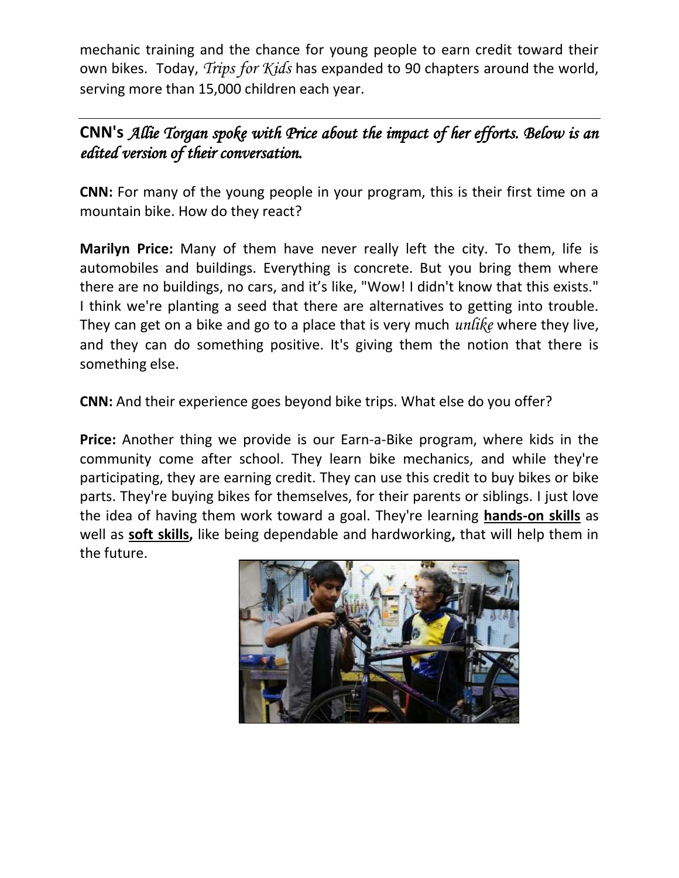mechanic training and the chance for young people to earn credit toward their own bikes. Today, *Trips for Kids* has expanded to 90 chapters around the world, serving more than 15,000 children each year.

---

**CNN's** ***Allie Torgan spoke with Price about the impact of her efforts. Below is an edited version of their conversation.***

**CNN:** For many of the young people in your program, this is their first time on a mountain bike. How do they react?

**Marilyn Price:** Many of them have never really left the city. To them, life is automobiles and buildings. Everything is concrete. But you bring them where there are no buildings, no cars, and it's like, "Wow! I didn't know that this exists." I think we're planting a seed that there are alternatives to getting into trouble. They can get on a bike and go to a place that is very much *unlike* where they live, and they can do something positive. It's giving them the notion that there is something else.

**CNN:** And their experience goes beyond bike trips. What else do you offer?

**Price:** Another thing we provide is our Earn-a-Bike program, where kids in the community come after school. They learn bike mechanics, and while they're participating, they are earning credit. They can use this credit to buy bikes or bike parts. They're buying bikes for themselves, for their parents or siblings. I just love the idea of having them work toward a goal. They're learning **hands-on skills** as well as **soft skills,** like being dependable and hardworking**,** that will help them in the future.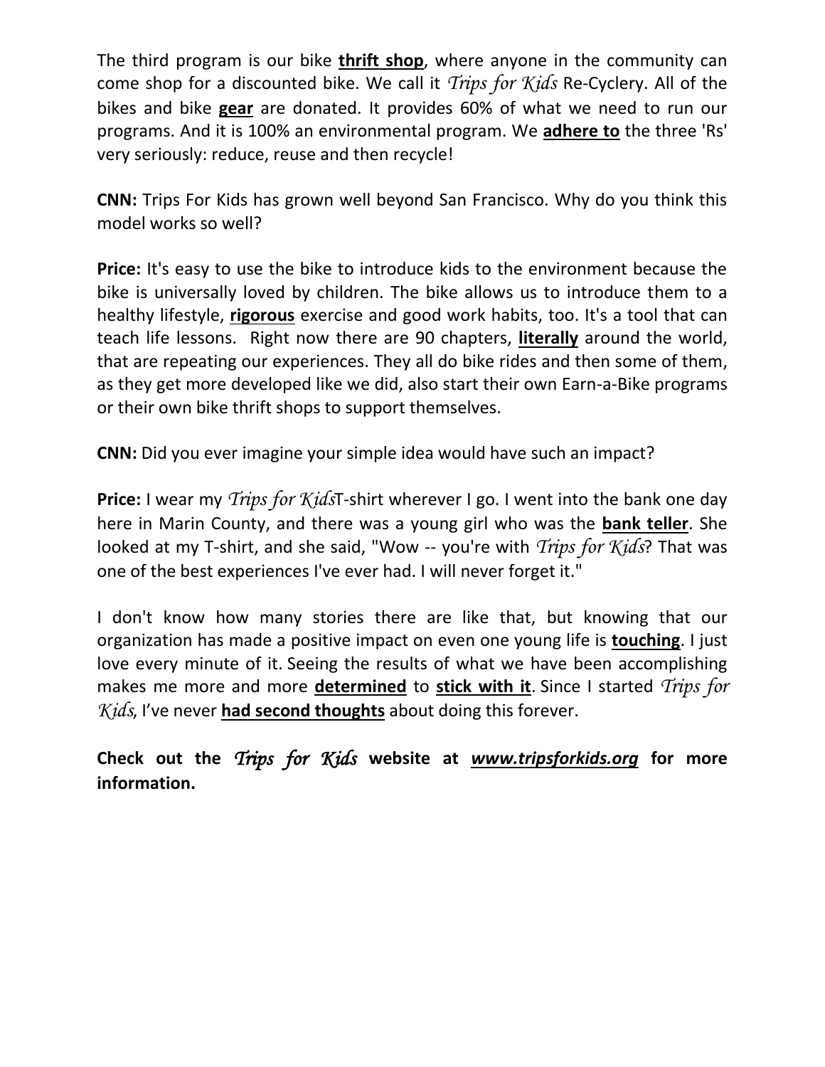The third program is our bike **thrift shop**, where anyone in the community can come shop for a discounted bike. We call it *Trips for Kids* Re-Cyclery. All of the bikes and bike **gear** are donated. It provides 60% of what we need to run our programs. And it is 100% an environmental program. We **adhere to** the three 'Rs' very seriously: reduce, reuse and then recycle!

**CNN:** Trips For Kids has grown well beyond San Francisco. Why do you think this model works so well?

**Price:** It's easy to use the bike to introduce kids to the environment because the bike is universally loved by children. The bike allows us to introduce them to a healthy lifestyle, **rigorous** exercise and good work habits, too. It's a tool that can teach life lessons. Right now there are 90 chapters, **literally** around the world, that are repeating our experiences. They all do bike rides and then some of them, as they get more developed like we did, also start their own Earn-a-Bike programs or their own bike thrift shops to support themselves.

**CNN:** Did you ever imagine your simple idea would have such an impact?

**Price:** I wear my *Trips for Kids*T-shirt wherever I go. I went into the bank one day here in Marin County, and there was a young girl who was the **bank teller**. She looked at my T-shirt, and she said, "Wow -- you're with *Trips for Kids*? That was one of the best experiences I've ever had. I will never forget it."

I don't know how many stories there are like that, but knowing that our organization has made a positive impact on even one young life is **touching**. I just love every minute of it. Seeing the results of what we have been accomplishing makes me more and more **determined** to **stick with it**. Since I started *Trips for Kids*, I've never **had second thoughts** about doing this forever.

**Check out the *Trips for Kids* website at *www.tripsforkids.org* for more information.**